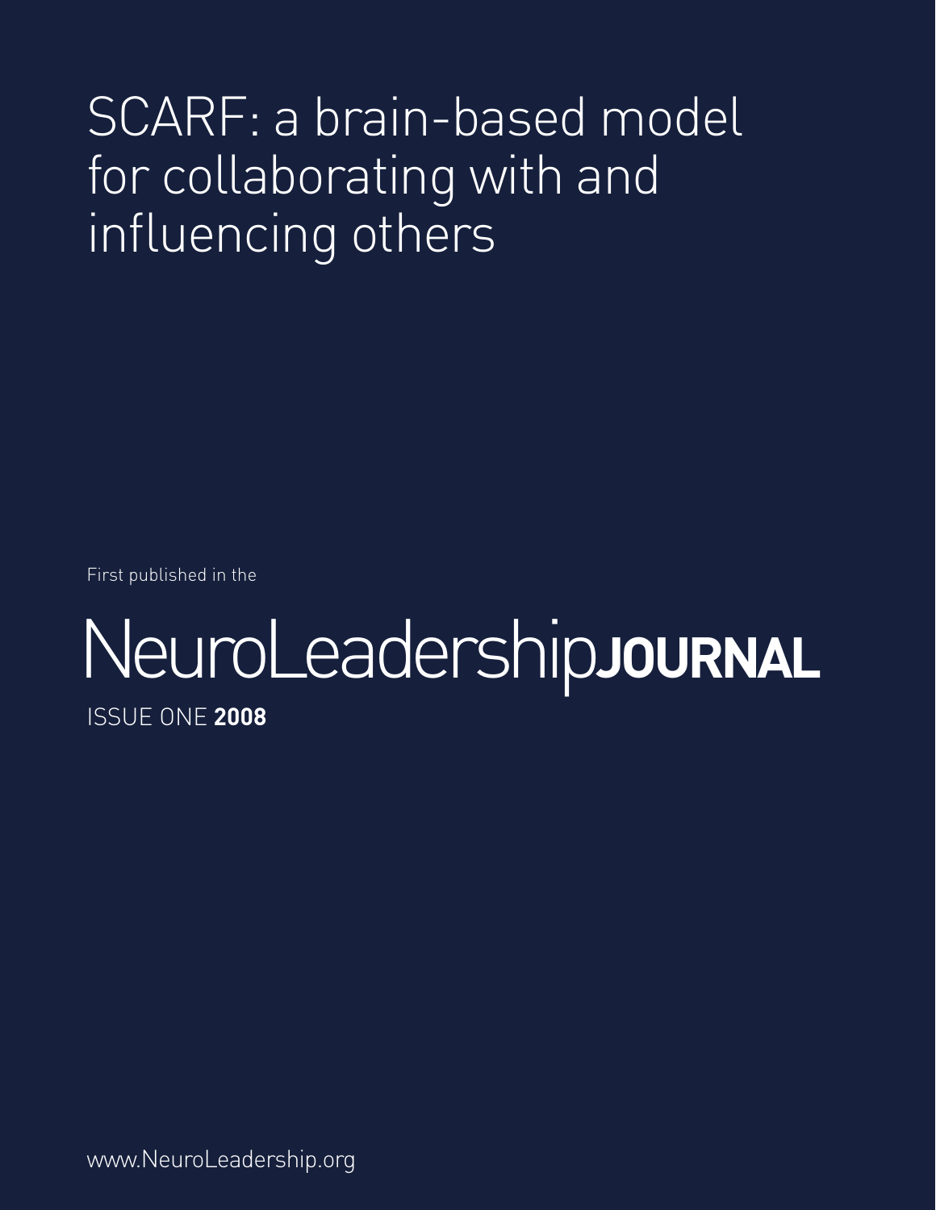# SCARF: a brain-based model for collaborating with and influencing others

First published in the

NeuroLeadership**JOURNAL**

ISSUE ONE **2008**

www.NeuroLeadership.org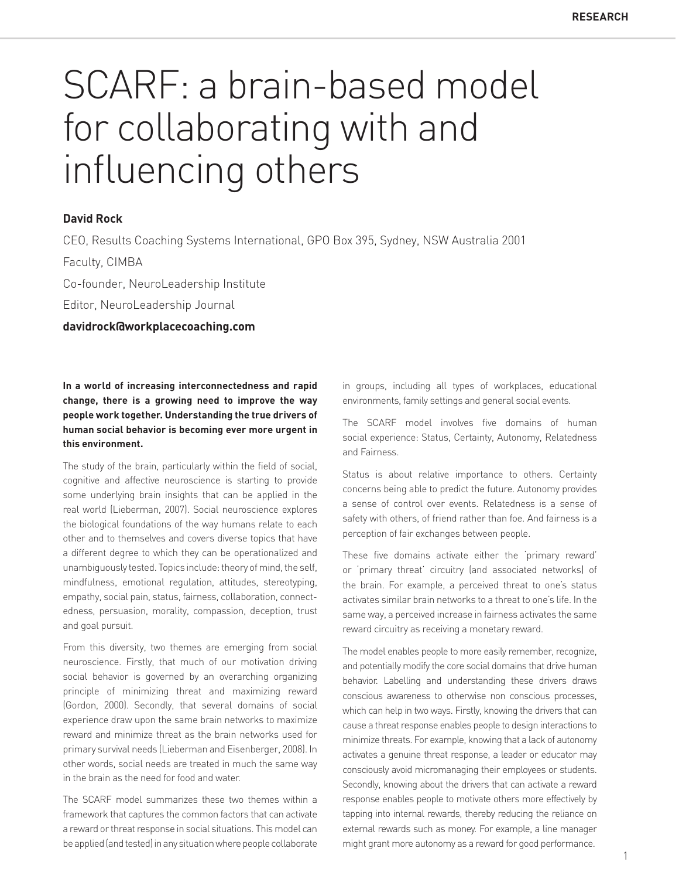# SCARF: a brain-based model for collaborating with and influencing others

**David Rock**

CEO, Results Coaching Systems International, GPO Box 395, Sydney, NSW Australia 2001

Faculty, CIMBA

Co-founder, NeuroLeadership Institute

Editor, NeuroLeadership Journal

**davidrock@workplacecoaching.com**

**In a world of increasing interconnectedness and rapid change, there is a growing need to improve the way people work together. Understanding the true drivers of human social behavior is becoming ever more urgent in this environment.**

The study of the brain, particularly within the field of social, cognitive and affective neuroscience is starting to provide some underlying brain insights that can be applied in the real world (Lieberman, 2007). Social neuroscience explores the biological foundations of the way humans relate to each other and to themselves and covers diverse topics that have a different degree to which they can be operationalized and unambiguously tested. Topics include: theory of mind, the self, mindfulness, emotional regulation, attitudes, stereotyping, empathy, social pain, status, fairness, collaboration, connectedness, persuasion, morality, compassion, deception, trust and goal pursuit.

From this diversity, two themes are emerging from social neuroscience. Firstly, that much of our motivation driving social behavior is governed by an overarching organizing principle of minimizing threat and maximizing reward (Gordon, 2000). Secondly, that several domains of social experience draw upon the same brain networks to maximize reward and minimize threat as the brain networks used for primary survival needs (Lieberman and Eisenberger, 2008). In other words, social needs are treated in much the same way in the brain as the need for food and water.

The SCARF model summarizes these two themes within a framework that captures the common factors that can activate a reward or threat response in social situations. This model can be applied (and tested) in any situation where people collaborate in groups, including all types of workplaces, educational environments, family settings and general social events.

The SCARF model involves five domains of human social experience: Status, Certainty, Autonomy, Relatedness and Fairness.

Status is about relative importance to others. Certainty concerns being able to predict the future. Autonomy provides a sense of control over events. Relatedness is a sense of safety with others, of friend rather than foe. And fairness is a perception of fair exchanges between people.

These five domains activate either the 'primary reward' or 'primary threat' circuitry (and associated networks) of the brain. For example, a perceived threat to one's status activates similar brain networks to a threat to one's life. In the same way, a perceived increase in fairness activates the same reward circuitry as receiving a monetary reward.

The model enables people to more easily remember, recognize, and potentially modify the core social domains that drive human behavior. Labelling and understanding these drivers draws conscious awareness to otherwise non conscious processes, which can help in two ways. Firstly, knowing the drivers that can cause a threat response enables people to design interactions to minimize threats. For example, knowing that a lack of autonomy activates a genuine threat response, a leader or educator may consciously avoid micromanaging their employees or students. Secondly, knowing about the drivers that can activate a reward response enables people to motivate others more effectively by tapping into internal rewards, thereby reducing the reliance on external rewards such as money. For example, a line manager might grant more autonomy as a reward for good performance.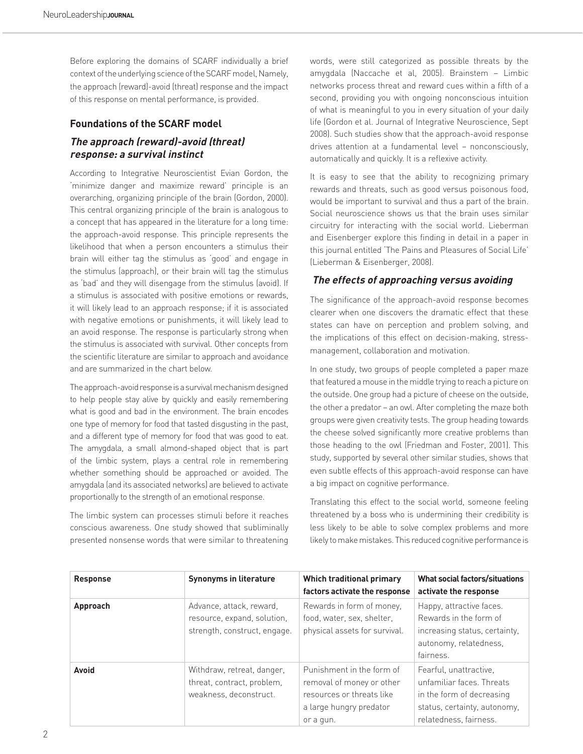Before exploring the domains of SCARF individually a brief context of the underlying science of the SCARF model, Namely, the approach (reward)-avoid (threat) response and the impact of this response on mental performance, is provided.

## Foundations of the SCARF model

### *The approach (reward)-avoid (threat) response: a survival instinct*

According to Integrative Neuroscientist Evian Gordon, the 'minimize danger and maximize reward' principle is an overarching, organizing principle of the brain (Gordon, 2000). This central organizing principle of the brain is analogous to a concept that has appeared in the literature for a long time: the approach-avoid response. This principle represents the likelihood that when a person encounters a stimulus their brain will either tag the stimulus as 'good' and engage in the stimulus (approach), or their brain will tag the stimulus as 'bad' and they will disengage from the stimulus (avoid). If a stimulus is associated with positive emotions or rewards, it will likely lead to an approach response; if it is associated with negative emotions or punishments, it will likely lead to an avoid response. The response is particularly strong when the stimulus is associated with survival. Other concepts from the scientific literature are similar to approach and avoidance and are summarized in the chart below.

The approach-avoid response is a survival mechanism designed to help people stay alive by quickly and easily remembering what is good and bad in the environment. The brain encodes one type of memory for food that tasted disgusting in the past, and a different type of memory for food that was good to eat. The amygdala, a small almond-shaped object that is part of the limbic system, plays a central role in remembering whether something should be approached or avoided. The amygdala (and its associated networks) are believed to activate proportionally to the strength of an emotional response.

The limbic system can processes stimuli before it reaches conscious awareness. One study showed that subliminally presented nonsense words that were similar to threatening words, were still categorized as possible threats by the amygdala (Naccache et al, 2005). Brainstem – Limbic networks process threat and reward cues within a fifth of a second, providing you with ongoing nonconscious intuition of what is meaningful to you in every situation of your daily life (Gordon et al. Journal of Integrative Neuroscience, Sept 2008). Such studies show that the approach-avoid response drives attention at a fundamental level – nonconsciously, automatically and quickly. It is a reflexive activity.

It is easy to see that the ability to recognizing primary rewards and threats, such as good versus poisonous food, would be important to survival and thus a part of the brain. Social neuroscience shows us that the brain uses similar circuitry for interacting with the social world. Lieberman and Eisenberger explore this finding in detail in a paper in this journal entitled 'The Pains and Pleasures of Social Life' (Lieberman & Eisenberger, 2008).

### *The effects of approaching versus avoiding*

The significance of the approach-avoid response becomes clearer when one discovers the dramatic effect that these states can have on perception and problem solving, and the implications of this effect on decision-making, stress-management, collaboration and motivation.

In one study, two groups of people completed a paper maze that featured a mouse in the middle trying to reach a picture on the outside. One group had a picture of cheese on the outside, the other a predator – an owl. After completing the maze both groups were given creativity tests. The group heading towards the cheese solved significantly more creative problems than those heading to the owl (Friedman and Foster, 2001). This study, supported by several other similar studies, shows that even subtle effects of this approach-avoid response can have a big impact on cognitive performance.

Translating this effect to the social world, someone feeling threatened by a boss who is undermining their credibility is less likely to be able to solve complex problems and more likely to make mistakes. This reduced cognitive performance is

| Response | Synonyms in literature | Which traditional primary factors activate the response | What social factors/situations activate the response |
|---|---|---|---|
| **Approach** | Advance, attack, reward, resource, expand, solution, strength, construct, engage. | Rewards in form of money, food, water, sex, shelter, physical assets for survival. | Happy, attractive faces. Rewards in the form of increasing status, certainty, autonomy, relatedness, fairness. |
| **Avoid** | Withdraw, retreat, danger, threat, contract, problem, weakness, deconstruct. | Punishment in the form of removal of money or other resources or threats like a large hungry predator or a gun. | Fearful, unattractive, unfamiliar faces. Threats in the form of decreasing status, certainty, autonomy, relatedness, fairness. |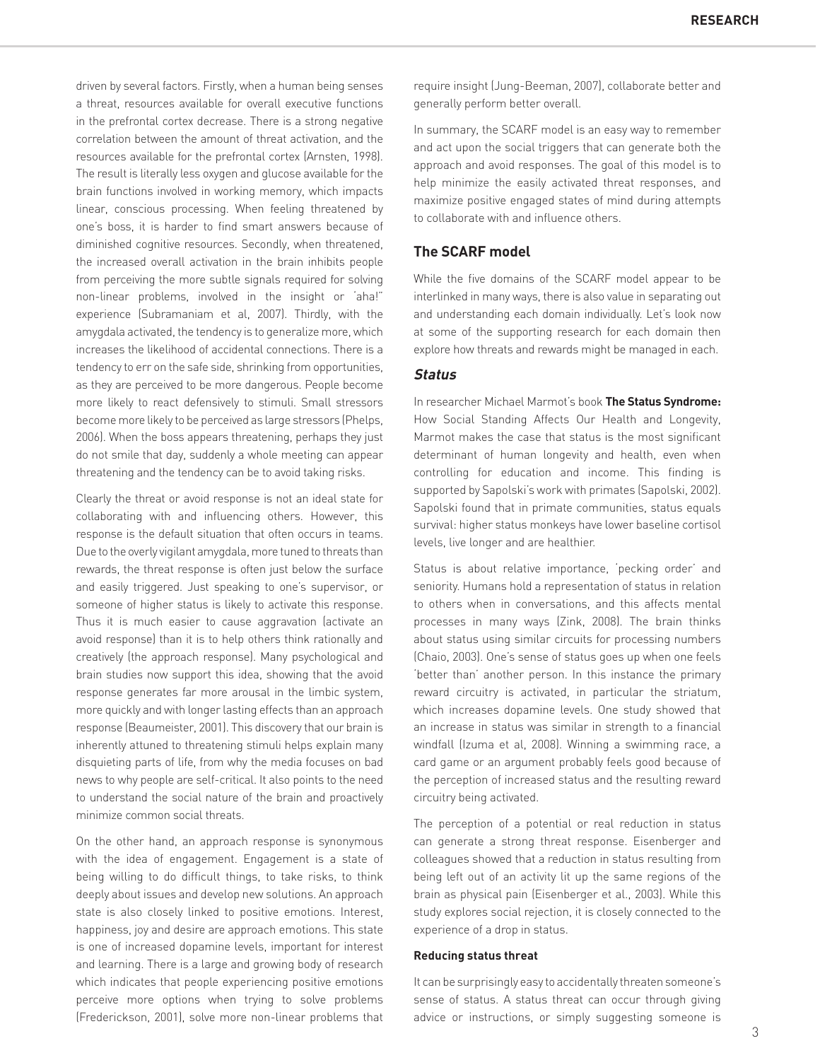driven by several factors. Firstly, when a human being senses a threat, resources available for overall executive functions in the prefrontal cortex decrease. There is a strong negative correlation between the amount of threat activation, and the resources available for the prefrontal cortex (Arnsten, 1998). The result is literally less oxygen and glucose available for the brain functions involved in working memory, which impacts linear, conscious processing. When feeling threatened by one's boss, it is harder to find smart answers because of diminished cognitive resources. Secondly, when threatened, the increased overall activation in the brain inhibits people from perceiving the more subtle signals required for solving non-linear problems, involved in the insight or 'aha!" experience (Subramaniam et al, 2007). Thirdly, with the amygdala activated, the tendency is to generalize more, which increases the likelihood of accidental connections. There is a tendency to err on the safe side, shrinking from opportunities, as they are perceived to be more dangerous. People become more likely to react defensively to stimuli. Small stressors become more likely to be perceived as large stressors (Phelps, 2006). When the boss appears threatening, perhaps they just do not smile that day, suddenly a whole meeting can appear threatening and the tendency can be to avoid taking risks.

Clearly the threat or avoid response is not an ideal state for collaborating with and influencing others. However, this response is the default situation that often occurs in teams. Due to the overly vigilant amygdala, more tuned to threats than rewards, the threat response is often just below the surface and easily triggered. Just speaking to one's supervisor, or someone of higher status is likely to activate this response. Thus it is much easier to cause aggravation (activate an avoid response) than it is to help others think rationally and creatively (the approach response). Many psychological and brain studies now support this idea, showing that the avoid response generates far more arousal in the limbic system, more quickly and with longer lasting effects than an approach response (Beaumeister, 2001). This discovery that our brain is inherently attuned to threatening stimuli helps explain many disquieting parts of life, from why the media focuses on bad news to why people are self-critical. It also points to the need to understand the social nature of the brain and proactively minimize common social threats.

On the other hand, an approach response is synonymous with the idea of engagement. Engagement is a state of being willing to do difficult things, to take risks, to think deeply about issues and develop new solutions. An approach state is also closely linked to positive emotions. Interest, happiness, joy and desire are approach emotions. This state is one of increased dopamine levels, important for interest and learning. There is a large and growing body of research which indicates that people experiencing positive emotions perceive more options when trying to solve problems (Frederickson, 2001), solve more non-linear problems that require insight (Jung-Beeman, 2007), collaborate better and generally perform better overall.

In summary, the SCARF model is an easy way to remember and act upon the social triggers that can generate both the approach and avoid responses. The goal of this model is to help minimize the easily activated threat responses, and maximize positive engaged states of mind during attempts to collaborate with and influence others.

## The SCARF model

While the five domains of the SCARF model appear to be interlinked in many ways, there is also value in separating out and understanding each domain individually. Let's look now at some of the supporting research for each domain then explore how threats and rewards might be managed in each.

### *Status*

In researcher Michael Marmot's book **The Status Syndrome:** How Social Standing Affects Our Health and Longevity, Marmot makes the case that status is the most significant determinant of human longevity and health, even when controlling for education and income. This finding is supported by Sapolski's work with primates (Sapolski, 2002). Sapolski found that in primate communities, status equals survival: higher status monkeys have lower baseline cortisol levels, live longer and are healthier.

Status is about relative importance, 'pecking order' and seniority. Humans hold a representation of status in relation to others when in conversations, and this affects mental processes in many ways (Zink, 2008). The brain thinks about status using similar circuits for processing numbers (Chaio, 2003). One's sense of status goes up when one feels 'better than' another person. In this instance the primary reward circuitry is activated, in particular the striatum, which increases dopamine levels. One study showed that an increase in status was similar in strength to a financial windfall (Izuma et al, 2008). Winning a swimming race, a card game or an argument probably feels good because of the perception of increased status and the resulting reward circuitry being activated.

The perception of a potential or real reduction in status can generate a strong threat response. Eisenberger and colleagues showed that a reduction in status resulting from being left out of an activity lit up the same regions of the brain as physical pain (Eisenberger et al., 2003). While this study explores social rejection, it is closely connected to the experience of a drop in status.

#### Reducing status threat

It can be surprisingly easy to accidentally threaten someone's sense of status. A status threat can occur through giving advice or instructions, or simply suggesting someone is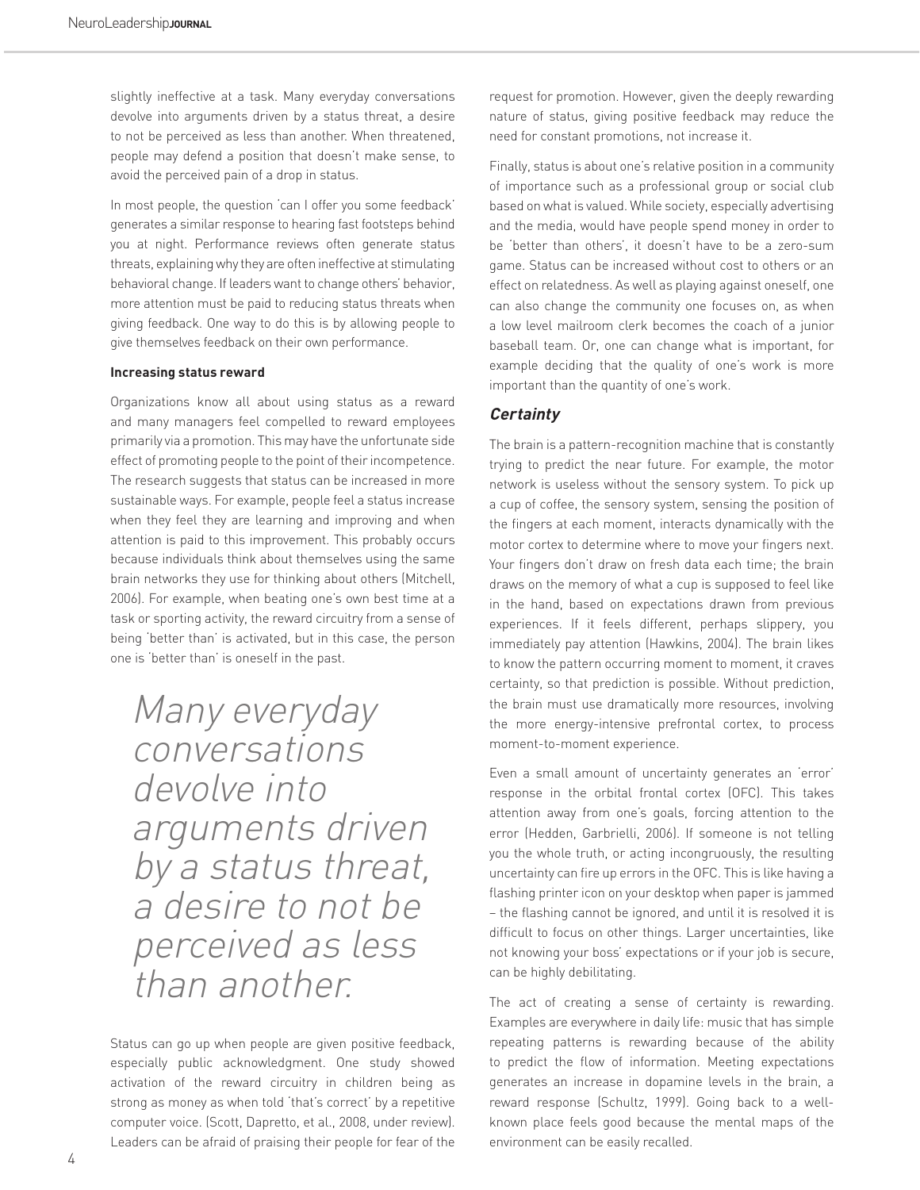slightly ineffective at a task. Many everyday conversations devolve into arguments driven by a status threat, a desire to not be perceived as less than another. When threatened, people may defend a position that doesn't make sense, to avoid the perceived pain of a drop in status.

In most people, the question 'can I offer you some feedback' generates a similar response to hearing fast footsteps behind you at night. Performance reviews often generate status threats, explaining why they are often ineffective at stimulating behavioral change. If leaders want to change others' behavior, more attention must be paid to reducing status threats when giving feedback. One way to do this is by allowing people to give themselves feedback on their own performance.

**Increasing status reward**

Organizations know all about using status as a reward and many managers feel compelled to reward employees primarily via a promotion. This may have the unfortunate side effect of promoting people to the point of their incompetence. The research suggests that status can be increased in more sustainable ways. For example, people feel a status increase when they feel they are learning and improving and when attention is paid to this improvement. This probably occurs because individuals think about themselves using the same brain networks they use for thinking about others (Mitchell, 2006). For example, when beating one's own best time at a task or sporting activity, the reward circuitry from a sense of being 'better than' is activated, but in this case, the person one is 'better than' is oneself in the past.

> *Many everyday conversations devolve into arguments driven by a status threat, a desire to not be perceived as less than another.*

Status can go up when people are given positive feedback, especially public acknowledgment. One study showed activation of the reward circuitry in children being as strong as money as when told 'that's correct' by a repetitive computer voice. (Scott, Dapretto, et al., 2008, under review). Leaders can be afraid of praising their people for fear of the request for promotion. However, given the deeply rewarding nature of status, giving positive feedback may reduce the need for constant promotions, not increase it.

Finally, status is about one's relative position in a community of importance such as a professional group or social club based on what is valued. While society, especially advertising and the media, would have people spend money in order to be 'better than others', it doesn't have to be a zero-sum game. Status can be increased without cost to others or an effect on relatedness. As well as playing against oneself, one can also change the community one focuses on, as when a low level mailroom clerk becomes the coach of a junior baseball team. Or, one can change what is important, for example deciding that the quality of one's work is more important than the quantity of one's work.

## *Certainty*

The brain is a pattern-recognition machine that is constantly trying to predict the near future. For example, the motor network is useless without the sensory system. To pick up a cup of coffee, the sensory system, sensing the position of the fingers at each moment, interacts dynamically with the motor cortex to determine where to move your fingers next. Your fingers don't draw on fresh data each time; the brain draws on the memory of what a cup is supposed to feel like in the hand, based on expectations drawn from previous experiences. If it feels different, perhaps slippery, you immediately pay attention (Hawkins, 2004). The brain likes to know the pattern occurring moment to moment, it craves certainty, so that prediction is possible. Without prediction, the brain must use dramatically more resources, involving the more energy-intensive prefrontal cortex, to process moment-to-moment experience.

Even a small amount of uncertainty generates an 'error' response in the orbital frontal cortex (OFC). This takes attention away from one's goals, forcing attention to the error (Hedden, Garbrielli, 2006). If someone is not telling you the whole truth, or acting incongruously, the resulting uncertainty can fire up errors in the OFC. This is like having a flashing printer icon on your desktop when paper is jammed – the flashing cannot be ignored, and until it is resolved it is difficult to focus on other things. Larger uncertainties, like not knowing your boss' expectations or if your job is secure, can be highly debilitating.

The act of creating a sense of certainty is rewarding. Examples are everywhere in daily life: music that has simple repeating patterns is rewarding because of the ability to predict the flow of information. Meeting expectations generates an increase in dopamine levels in the brain, a reward response (Schultz, 1999). Going back to a well-known place feels good because the mental maps of the environment can be easily recalled.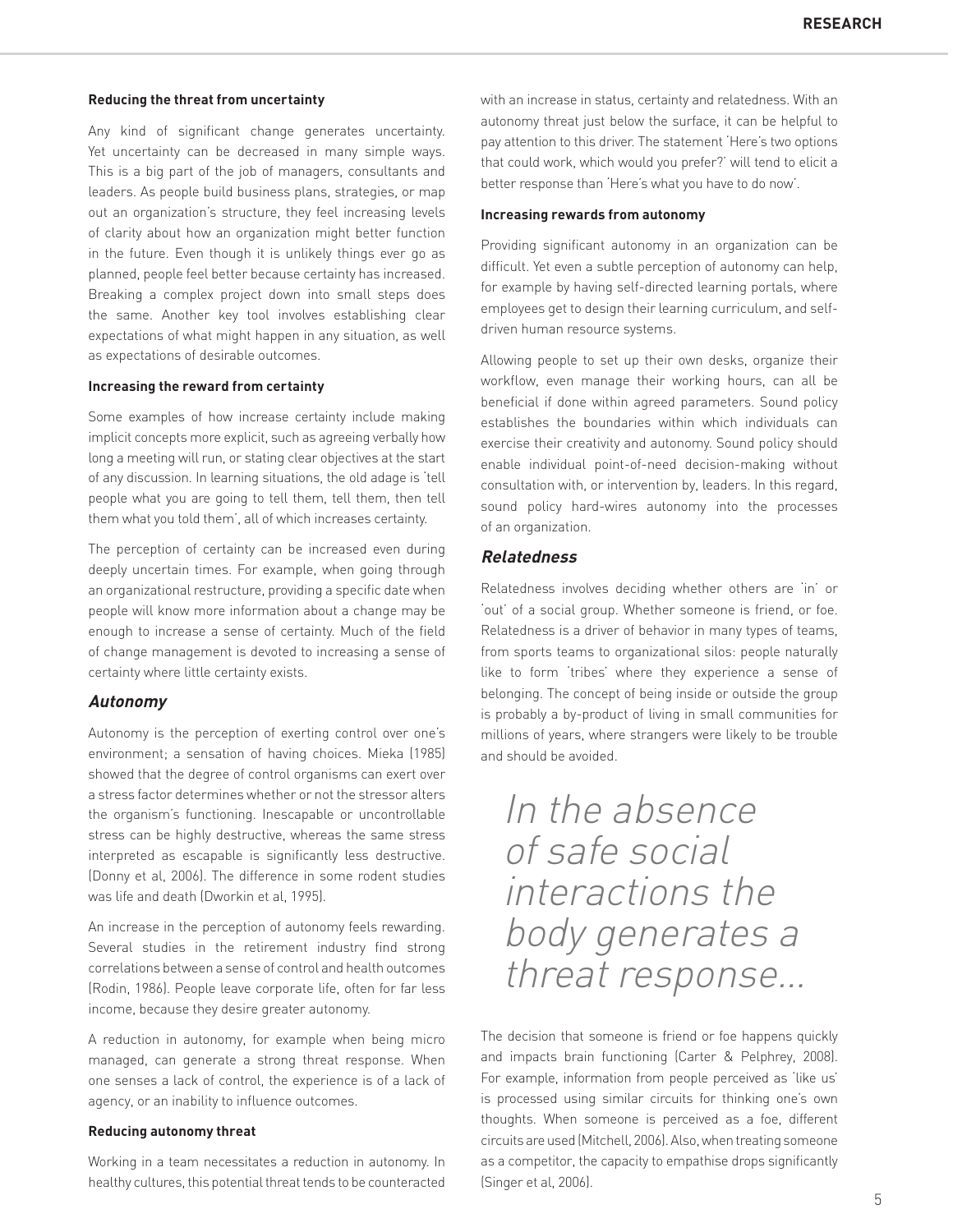#### Reducing the threat from uncertainty

Any kind of significant change generates uncertainty. Yet uncertainty can be decreased in many simple ways. This is a big part of the job of managers, consultants and leaders. As people build business plans, strategies, or map out an organization's structure, they feel increasing levels of clarity about how an organization might better function in the future. Even though it is unlikely things ever go as planned, people feel better because certainty has increased. Breaking a complex project down into small steps does the same. Another key tool involves establishing clear expectations of what might happen in any situation, as well as expectations of desirable outcomes.

#### Increasing the reward from certainty

Some examples of how increase certainty include making implicit concepts more explicit, such as agreeing verbally how long a meeting will run, or stating clear objectives at the start of any discussion. In learning situations, the old adage is 'tell people what you are going to tell them, tell them, then tell them what you told them', all of which increases certainty.

The perception of certainty can be increased even during deeply uncertain times. For example, when going through an organizational restructure, providing a specific date when people will know more information about a change may be enough to increase a sense of certainty. Much of the field of change management is devoted to increasing a sense of certainty where little certainty exists.

### *Autonomy*

Autonomy is the perception of exerting control over one's environment; a sensation of having choices. Mieka (1985) showed that the degree of control organisms can exert over a stress factor determines whether or not the stressor alters the organism's functioning. Inescapable or uncontrollable stress can be highly destructive, whereas the same stress interpreted as escapable is significantly less destructive. (Donny et al, 2006). The difference in some rodent studies was life and death (Dworkin et al, 1995).

An increase in the perception of autonomy feels rewarding. Several studies in the retirement industry find strong correlations between a sense of control and health outcomes (Rodin, 1986). People leave corporate life, often for far less income, because they desire greater autonomy.

A reduction in autonomy, for example when being micro managed, can generate a strong threat response. When one senses a lack of control, the experience is of a lack of agency, or an inability to influence outcomes.

#### Reducing autonomy threat

Working in a team necessitates a reduction in autonomy. In healthy cultures, this potential threat tends to be counteracted with an increase in status, certainty and relatedness. With an autonomy threat just below the surface, it can be helpful to pay attention to this driver. The statement 'Here's two options that could work, which would you prefer?' will tend to elicit a better response than 'Here's what you have to do now'.

#### Increasing rewards from autonomy

Providing significant autonomy in an organization can be difficult. Yet even a subtle perception of autonomy can help, for example by having self-directed learning portals, where employees get to design their learning curriculum, and self-driven human resource systems.

Allowing people to set up their own desks, organize their workflow, even manage their working hours, can all be beneficial if done within agreed parameters. Sound policy establishes the boundaries within which individuals can exercise their creativity and autonomy. Sound policy should enable individual point-of-need decision-making without consultation with, or intervention by, leaders. In this regard, sound policy hard-wires autonomy into the processes of an organization.

### *Relatedness*

Relatedness involves deciding whether others are 'in' or 'out' of a social group. Whether someone is friend, or foe. Relatedness is a driver of behavior in many types of teams, from sports teams to organizational silos: people naturally like to form 'tribes' where they experience a sense of belonging. The concept of being inside or outside the group is probably a by-product of living in small communities for millions of years, where strangers were likely to be trouble and should be avoided.

> *In the absence of safe social interactions the body generates a threat response...*

The decision that someone is friend or foe happens quickly and impacts brain functioning (Carter & Pelphrey, 2008). For example, information from people perceived as 'like us' is processed using similar circuits for thinking one's own thoughts. When someone is perceived as a foe, different circuits are used (Mitchell, 2006). Also, when treating someone as a competitor, the capacity to empathise drops significantly (Singer et al, 2006).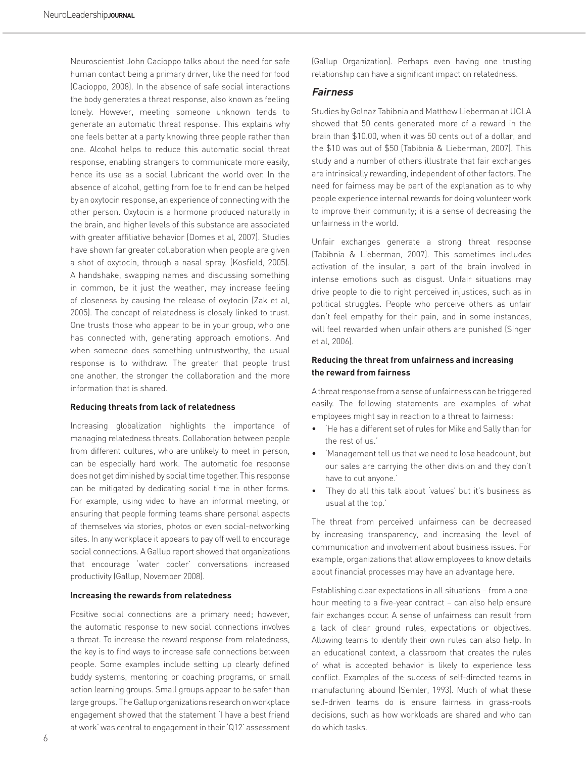Neuroscientist John Cacioppo talks about the need for safe human contact being a primary driver, like the need for food (Cacioppo, 2008). In the absence of safe social interactions the body generates a threat response, also known as feeling lonely. However, meeting someone unknown tends to generate an automatic threat response. This explains why one feels better at a party knowing three people rather than one. Alcohol helps to reduce this automatic social threat response, enabling strangers to communicate more easily, hence its use as a social lubricant the world over. In the absence of alcohol, getting from foe to friend can be helped by an oxytocin response, an experience of connecting with the other person. Oxytocin is a hormone produced naturally in the brain, and higher levels of this substance are associated with greater affiliative behavior (Domes et al, 2007). Studies have shown far greater collaboration when people are given a shot of oxytocin, through a nasal spray. (Kosfield, 2005). A handshake, swapping names and discussing something in common, be it just the weather, may increase feeling of closeness by causing the release of oxytocin (Zak et al, 2005). The concept of relatedness is closely linked to trust. One trusts those who appear to be in your group, who one has connected with, generating approach emotions. And when someone does something untrustworthy, the usual response is to withdraw. The greater that people trust one another, the stronger the collaboration and the more information that is shared.

#### Reducing threats from lack of relatedness

Increasing globalization highlights the importance of managing relatedness threats. Collaboration between people from different cultures, who are unlikely to meet in person, can be especially hard work. The automatic foe response does not get diminished by social time together. This response can be mitigated by dedicating social time in other forms. For example, using video to have an informal meeting, or ensuring that people forming teams share personal aspects of themselves via stories, photos or even social-networking sites. In any workplace it appears to pay off well to encourage social connections. A Gallup report showed that organizations that encourage 'water cooler' conversations increased productivity (Gallup, November 2008).

#### Increasing the rewards from relatedness

Positive social connections are a primary need; however, the automatic response to new social connections involves a threat. To increase the reward response from relatedness, the key is to find ways to increase safe connections between people. Some examples include setting up clearly defined buddy systems, mentoring or coaching programs, or small action learning groups. Small groups appear to be safer than large groups. The Gallup organizations research on workplace engagement showed that the statement 'I have a best friend at work' was central to engagement in their 'Q12' assessment (Gallup Organization). Perhaps even having one trusting relationship can have a significant impact on relatedness.

### *Fairness*

Studies by Golnaz Tabibnia and Matthew Lieberman at UCLA showed that 50 cents generated more of a reward in the brain than $10.00, when it was 50 cents out of a dollar, and the $10 was out of $50 (Tabibnia & Lieberman, 2007). This study and a number of others illustrate that fair exchanges are intrinsically rewarding, independent of other factors. The need for fairness may be part of the explanation as to why people experience internal rewards for doing volunteer work to improve their community; it is a sense of decreasing the unfairness in the world.

Unfair exchanges generate a strong threat response (Tabibnia & Lieberman, 2007). This sometimes includes activation of the insular, a part of the brain involved in intense emotions such as disgust. Unfair situations may drive people to die to right perceived injustices, such as in political struggles. People who perceive others as unfair don't feel empathy for their pain, and in some instances, will feel rewarded when unfair others are punished (Singer et al, 2006).

#### Reducing the threat from unfairness and increasing the reward from fairness

A threat response from a sense of unfairness can be triggered easily. The following statements are examples of what employees might say in reaction to a threat to fairness:

- 'He has a different set of rules for Mike and Sally than for the rest of us.'
- 'Management tell us that we need to lose headcount, but our sales are carrying the other division and they don't have to cut anyone.'
- 'They do all this talk about 'values' but it's business as usual at the top.'

The threat from perceived unfairness can be decreased by increasing transparency, and increasing the level of communication and involvement about business issues. For example, organizations that allow employees to know details about financial processes may have an advantage here.

Establishing clear expectations in all situations – from a one-hour meeting to a five-year contract – can also help ensure fair exchanges occur. A sense of unfairness can result from a lack of clear ground rules, expectations or objectives. Allowing teams to identify their own rules can also help. In an educational context, a classroom that creates the rules of what is accepted behavior is likely to experience less conflict. Examples of the success of self-directed teams in manufacturing abound (Semler, 1993). Much of what these self-driven teams do is ensure fairness in grass-roots decisions, such as how workloads are shared and who can do which tasks.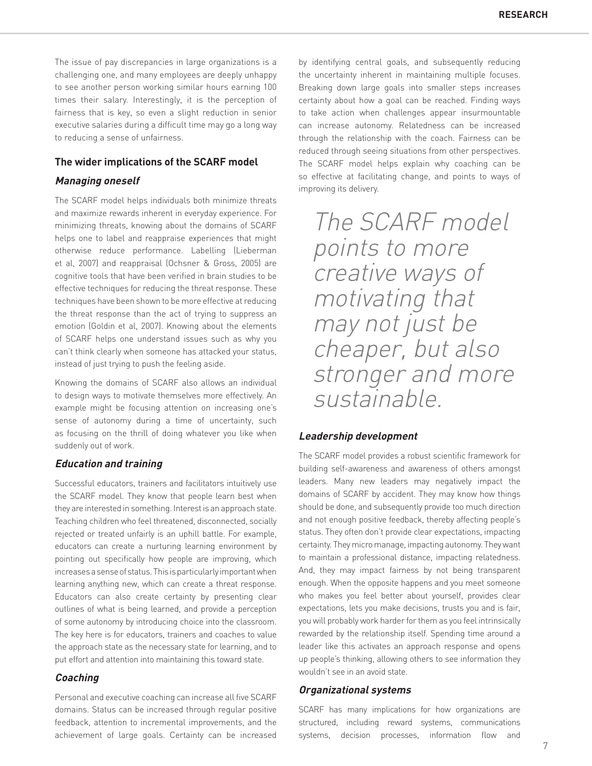The issue of pay discrepancies in large organizations is a challenging one, and many employees are deeply unhappy to see another person working similar hours earning 100 times their salary. Interestingly, it is the perception of fairness that is key, so even a slight reduction in senior executive salaries during a difficult time may go a long way to reducing a sense of unfairness.

## The wider implications of the SCARF model

### *Managing oneself*

The SCARF model helps individuals both minimize threats and maximize rewards inherent in everyday experience. For minimizing threats, knowing about the domains of SCARF helps one to label and reappraise experiences that might otherwise reduce performance. Labelling (Lieberman et al, 2007) and reappraisal (Ochsner & Gross, 2005) are cognitive tools that have been verified in brain studies to be effective techniques for reducing the threat response. These techniques have been shown to be more effective at reducing the threat response than the act of trying to suppress an emotion (Goldin et al, 2007). Knowing about the elements of SCARF helps one understand issues such as why you can't think clearly when someone has attacked your status, instead of just trying to push the feeling aside.

Knowing the domains of SCARF also allows an individual to design ways to motivate themselves more effectively. An example might be focusing attention on increasing one's sense of autonomy during a time of uncertainty, such as focusing on the thrill of doing whatever you like when suddenly out of work.

### *Education and training*

Successful educators, trainers and facilitators intuitively use the SCARF model. They know that people learn best when they are interested in something. Interest is an approach state. Teaching children who feel threatened, disconnected, socially rejected or treated unfairly is an uphill battle. For example, educators can create a nurturing learning environment by pointing out specifically how people are improving, which increases a sense of status. This is particularly important when learning anything new, which can create a threat response. Educators can also create certainty by presenting clear outlines of what is being learned, and provide a perception of some autonomy by introducing choice into the classroom. The key here is for educators, trainers and coaches to value the approach state as the necessary state for learning, and to put effort and attention into maintaining this toward state.

### *Coaching*

Personal and executive coaching can increase all five SCARF domains. Status can be increased through regular positive feedback, attention to incremental improvements, and the achievement of large goals. Certainty can be increased by identifying central goals, and subsequently reducing the uncertainty inherent in maintaining multiple focuses. Breaking down large goals into smaller steps increases certainty about how a goal can be reached. Finding ways to take action when challenges appear insurmountable can increase autonomy. Relatedness can be increased through the relationship with the coach. Fairness can be reduced through seeing situations from other perspectives. The SCARF model helps explain why coaching can be so effective at facilitating change, and points to ways of improving its delivery.

> *The SCARF model points to more creative ways of motivating that may not just be cheaper, but also stronger and more sustainable.*

### *Leadership development*

The SCARF model provides a robust scientific framework for building self-awareness and awareness of others amongst leaders. Many new leaders may negatively impact the domains of SCARF by accident. They may know how things should be done, and subsequently provide too much direction and not enough positive feedback, thereby affecting people's status. They often don't provide clear expectations, impacting certainty. They micro manage, impacting autonomy. They want to maintain a professional distance, impacting relatedness. And, they may impact fairness by not being transparent enough. When the opposite happens and you meet someone who makes you feel better about yourself, provides clear expectations, lets you make decisions, trusts you and is fair, you will probably work harder for them as you feel intrinsically rewarded by the relationship itself. Spending time around a leader like this activates an approach response and opens up people's thinking, allowing others to see information they wouldn't see in an avoid state.

### *Organizational systems*

SCARF has many implications for how organizations are structured, including reward systems, communications systems, decision processes, information flow and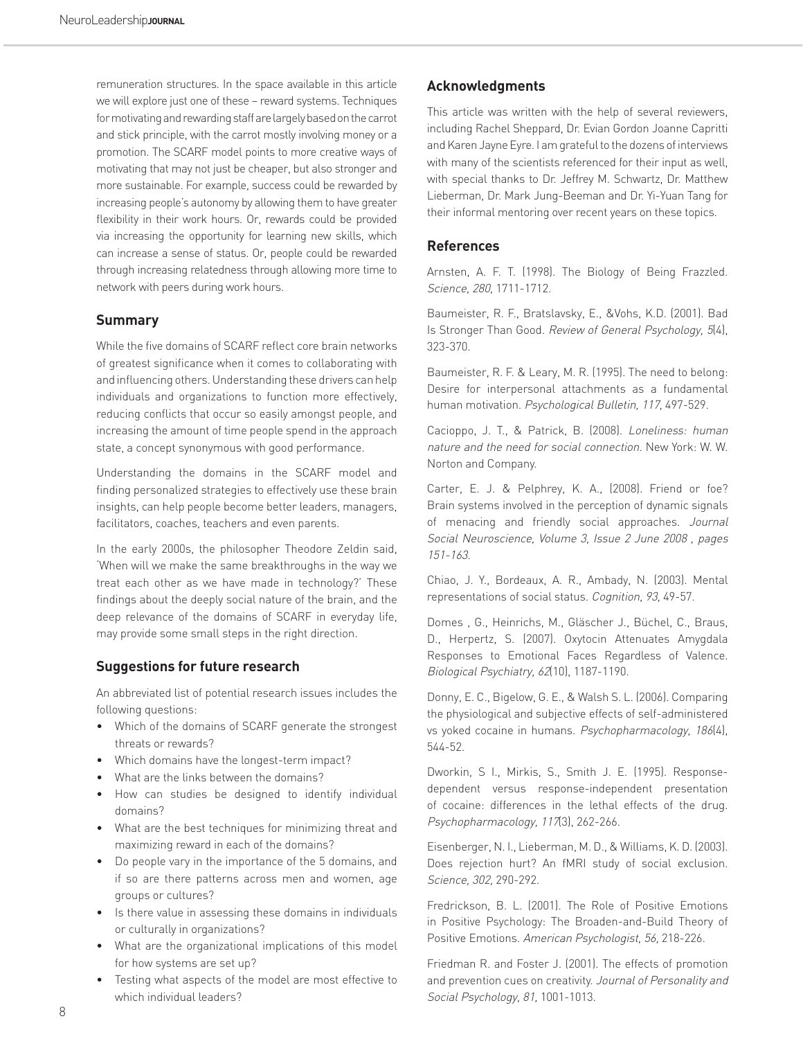remuneration structures. In the space available in this article we will explore just one of these – reward systems. Techniques for motivating and rewarding staff are largely based on the carrot and stick principle, with the carrot mostly involving money or a promotion. The SCARF model points to more creative ways of motivating that may not just be cheaper, but also stronger and more sustainable. For example, success could be rewarded by increasing people's autonomy by allowing them to have greater flexibility in their work hours. Or, rewards could be provided via increasing the opportunity for learning new skills, which can increase a sense of status. Or, people could be rewarded through increasing relatedness through allowing more time to network with peers during work hours.

## Summary

While the five domains of SCARF reflect core brain networks of greatest significance when it comes to collaborating with and influencing others. Understanding these drivers can help individuals and organizations to function more effectively, reducing conflicts that occur so easily amongst people, and increasing the amount of time people spend in the approach state, a concept synonymous with good performance.

Understanding the domains in the SCARF model and finding personalized strategies to effectively use these brain insights, can help people become better leaders, managers, facilitators, coaches, teachers and even parents.

In the early 2000s, the philosopher Theodore Zeldin said, 'When will we make the same breakthroughs in the way we treat each other as we have made in technology?' These findings about the deeply social nature of the brain, and the deep relevance of the domains of SCARF in everyday life, may provide some small steps in the right direction.

## Suggestions for future research

An abbreviated list of potential research issues includes the following questions:

- Which of the domains of SCARF generate the strongest threats or rewards?
- Which domains have the longest-term impact?
- What are the links between the domains?
- How can studies be designed to identify individual domains?
- What are the best techniques for minimizing threat and maximizing reward in each of the domains?
- Do people vary in the importance of the 5 domains, and if so are there patterns across men and women, age groups or cultures?
- Is there value in assessing these domains in individuals or culturally in organizations?
- What are the organizational implications of this model for how systems are set up?
- Testing what aspects of the model are most effective to which individual leaders?

## Acknowledgments

This article was written with the help of several reviewers, including Rachel Sheppard, Dr. Evian Gordon Joanne Capritti and Karen Jayne Eyre. I am grateful to the dozens of interviews with many of the scientists referenced for their input as well, with special thanks to Dr. Jeffrey M. Schwartz, Dr. Matthew Lieberman, Dr. Mark Jung-Beeman and Dr. Yi-Yuan Tang for their informal mentoring over recent years on these topics.

## References

Arnsten, A. F. T. (1998). The Biology of Being Frazzled. *Science, 280*, 1711-1712.

Baumeister, R. F., Bratslavsky, E., &Vohs, K.D. (2001). Bad Is Stronger Than Good. *Review of General Psychology, 5*(4), 323-370.

Baumeister, R. F. & Leary, M. R. (1995). The need to belong: Desire for interpersonal attachments as a fundamental human motivation. *Psychological Bulletin, 117*, 497-529.

Cacioppo, J. T., & Patrick, B. (2008). *Loneliness: human nature and the need for social connection.* New York: W. W. Norton and Company.

Carter, E. J. & Pelphrey, K. A., (2008). Friend or foe? Brain systems involved in the perception of dynamic signals of menacing and friendly social approaches. *Journal Social Neuroscience, Volume 3, Issue 2 June 2008 , pages 151-163.*

Chiao, J. Y., Bordeaux, A. R., Ambady, N. (2003). Mental representations of social status. *Cognition, 93*, 49-57.

Domes , G., Heinrichs, M., Gläscher J., Büchel, C., Braus, D., Herpertz, S. (2007). Oxytocin Attenuates Amygdala Responses to Emotional Faces Regardless of Valence. *Biological Psychiatry, 62*(10), 1187-1190.

Donny, E. C., Bigelow, G. E., & Walsh S. L. (2006). Comparing the physiological and subjective effects of self-administered vs yoked cocaine in humans. *Psychopharmacology, 186*(4), 544-52.

Dworkin, S I., Mirkis, S., Smith J. E. (1995). Response-dependent versus response-independent presentation of cocaine: differences in the lethal effects of the drug. *Psychopharmacology, 117*(3), 262-266.

Eisenberger, N. I., Lieberman, M. D., & Williams, K. D. (2003). Does rejection hurt? An fMRI study of social exclusion. *Science, 302*, 290-292.

Fredrickson, B. L. (2001). The Role of Positive Emotions in Positive Psychology: The Broaden-and-Build Theory of Positive Emotions. *American Psychologist, 56*, 218-226.

Friedman R. and Foster J. (2001). The effects of promotion and prevention cues on creativity. *Journal of Personality and Social Psychology, 81,* 1001-1013.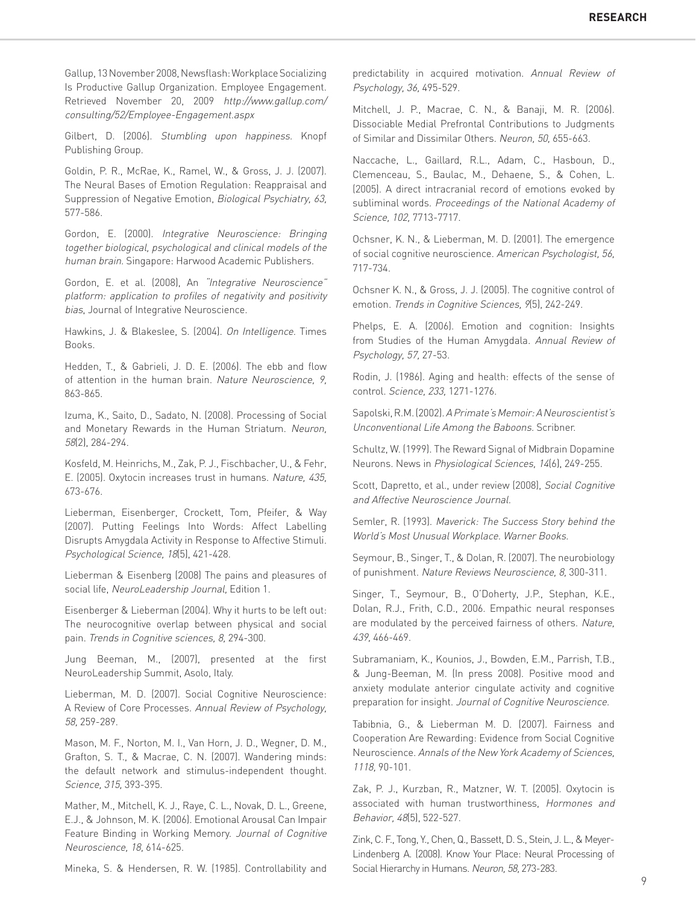Gallup, 13 November 2008, Newsflash: Workplace Socializing Is Productive Gallup Organization. Employee Engagement. Retrieved November 20, 2009 *http://www.gallup.com/consulting/52/Employee-Engagement.aspx*

Gilbert, D. (2006). *Stumbling upon happiness*. Knopf Publishing Group.

Goldin, P. R., McRae, K., Ramel, W., & Gross, J. J. (2007). The Neural Bases of Emotion Regulation: Reappraisal and Suppression of Negative Emotion, *Biological Psychiatry, 63,* 577-586.

Gordon, E. (2000). *Integrative Neuroscience: Bringing together biological, psychological and clinical models of the human brain.* Singapore: Harwood Academic Publishers.

Gordon, E. et al. (2008), An *"Integrative Neuroscience" platform: application to profiles of negativity and positivity bias*, Journal of Integrative Neuroscience.

Hawkins, J. & Blakeslee, S. (2004). *On Intelligence*. Times Books.

Hedden, T., & Gabrieli, J. D. E. (2006). The ebb and flow of attention in the human brain. *Nature Neuroscience, 9,* 863-865.

Izuma, K., Saito, D., Sadato, N. (2008). Processing of Social and Monetary Rewards in the Human Striatum. *Neuron, 58*(2), 284-294.

Kosfeld, M. Heinrichs, M., Zak, P. J., Fischbacher, U., & Fehr, E. (2005). Oxytocin increases trust in humans. *Nature, 435,* 673-676.

Lieberman, Eisenberger, Crockett, Tom, Pfeifer, & Way (2007). Putting Feelings Into Words: Affect Labelling Disrupts Amygdala Activity in Response to Affective Stimuli. *Psychological Science, 18*(5), 421-428.

Lieberman & Eisenberg (2008) The pains and pleasures of social life, *NeuroLeadership Journal,* Edition 1.

Eisenberger & Lieberman (2004). Why it hurts to be left out: The neurocognitive overlap between physical and social pain. *Trends in Cognitive sciences, 8,* 294-300.

Jung Beeman, M., (2007), presented at the first NeuroLeadership Summit, Asolo, Italy.

Lieberman, M. D. (2007). Social Cognitive Neuroscience: A Review of Core Processes. *Annual Review of Psychology, 58,* 259-289.

Mason, M. F., Norton, M. I., Van Horn, J. D., Wegner, D. M., Grafton, S. T., & Macrae, C. N. (2007). Wandering minds: the default network and stimulus-independent thought. *Science, 315,* 393-395.

Mather, M., Mitchell, K. J., Raye, C. L., Novak, D. L., Greene, E.J., & Johnson, M. K. (2006). Emotional Arousal Can Impair Feature Binding in Working Memory. *Journal of Cognitive Neuroscience, 18,* 614-625.

Mineka, S. & Hendersen, R. W. (1985). Controllability and predictability in acquired motivation. *Annual Review of Psychology, 36,* 495-529.

Mitchell, J. P., Macrae, C. N., & Banaji, M. R. (2006). Dissociable Medial Prefrontal Contributions to Judgments of Similar and Dissimilar Others. *Neuron, 50,* 655-663.

Naccache, L., Gaillard, R.L., Adam, C., Hasboun, D., Clemenceau, S., Baulac, M., Dehaene, S., & Cohen, L. (2005). A direct intracranial record of emotions evoked by subliminal words. *Proceedings of the National Academy of Science, 102,* 7713-7717.

Ochsner, K. N., & Lieberman, M. D. (2001). The emergence of social cognitive neuroscience. *American Psychologist, 56,* 717-734.

Ochsner K. N., & Gross, J. J. (2005). The cognitive control of emotion. *Trends in Cognitive Sciences, 9*(5), 242-249.

Phelps, E. A. (2006). Emotion and cognition: Insights from Studies of the Human Amygdala. *Annual Review of Psychology, 57,* 27-53.

Rodin, J. (1986). Aging and health: effects of the sense of control. *Science, 233,* 1271-1276.

Sapolski, R.M. (2002). *A Primate's Memoir: A Neuroscientist's Unconventional Life Among the Baboons.* Scribner.

Schultz, W. (1999). The Reward Signal of Midbrain Dopamine Neurons. News in *Physiological Sciences, 14*(6), 249-255.

Scott, Dapretto, et al., under review (2008), *Social Cognitive and Affective Neuroscience Journal.*

Semler, R. (1993). *Maverick: The Success Story behind the World's Most Unusual Workplace. Warner Books.*

Seymour, B., Singer, T., & Dolan, R. (2007). The neurobiology of punishment. *Nature Reviews Neuroscience, 8,* 300-311.

Singer, T., Seymour, B., O'Doherty, J.P., Stephan, K.E., Dolan, R.J., Frith, C.D., 2006. Empathic neural responses are modulated by the perceived fairness of others. *Nature, 439,* 466-469.

Subramaniam, K., Kounios, J., Bowden, E.M., Parrish, T.B., & Jung-Beeman, M. (In press 2008). Positive mood and anxiety modulate anterior cingulate activity and cognitive preparation for insight. *Journal of Cognitive Neuroscience.*

Tabibnia, G., & Lieberman M. D. (2007). Fairness and Cooperation Are Rewarding: Evidence from Social Cognitive Neuroscience. *Annals of the New York Academy of Sciences, 1118,* 90-101.

Zak, P. J., Kurzban, R., Matzner, W. T. (2005). Oxytocin is associated with human trustworthiness, *Hormones and Behavior, 48*(5), 522-527.

Zink, C. F., Tong, Y., Chen, Q., Bassett, D. S., Stein, J. L., & Meyer-Lindenberg A. (2008). Know Your Place: Neural Processing of Social Hierarchy in Humans. *Neuron, 58,* 273-283.